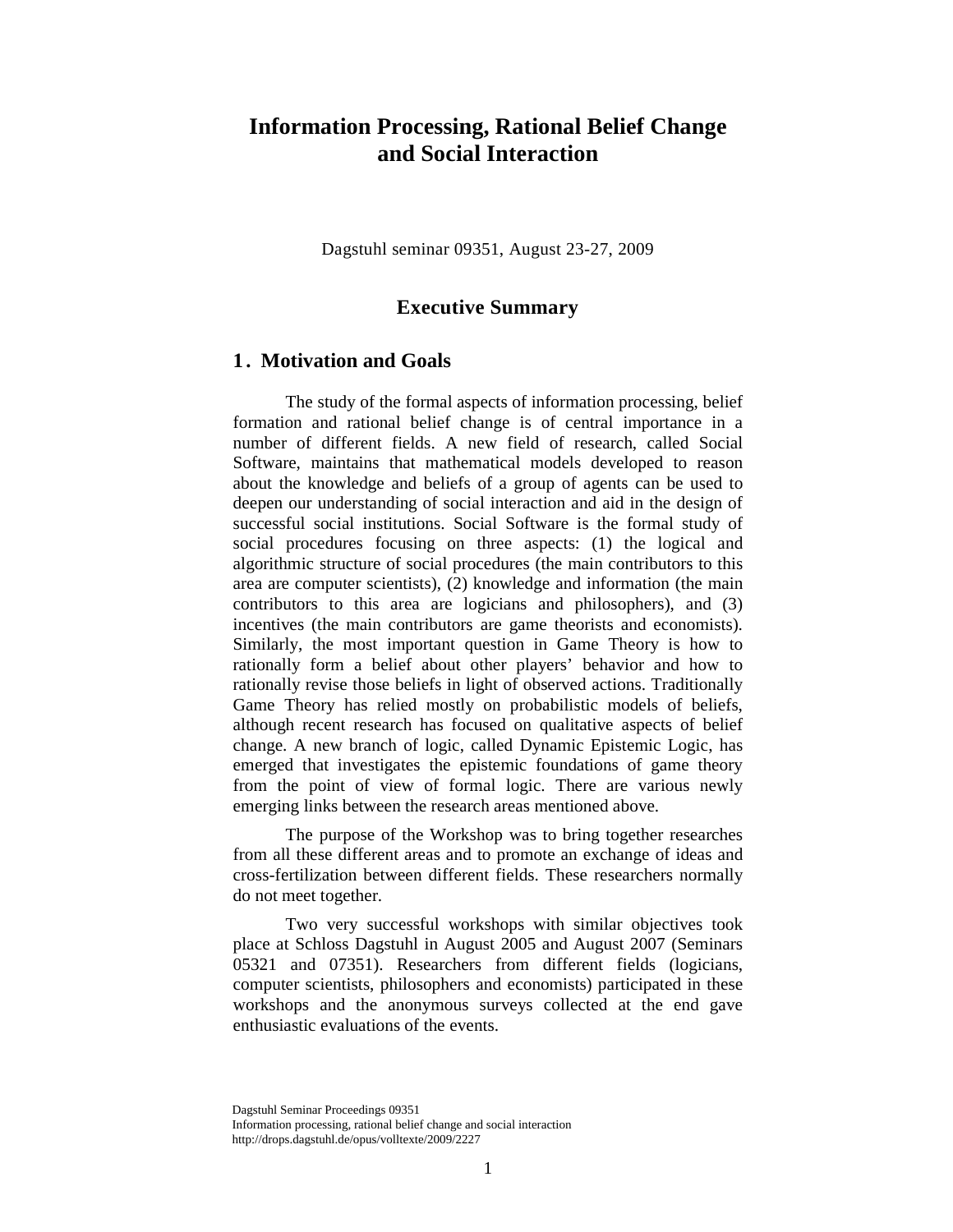# Information Processing, Rational Belief Change and Social Interaction

Dagstuhl seminar 09351, August 23-27, 2009

## Executive Summary

### 1. Motivation and Goals

The study of the formal aspects of information processing, belief formation and rational belief change is of central importance in a number of different fields. A new field of research, called Social Software, maintains that mathematical models developed to reason about the knowledge and beliefs of a group of agents can be used to deepen our understanding of social interaction and aid in the design of successful social institutions. Social Software is the formal study of social procedures focusing on three aspects: (1) the logical and algorithmic structure of social procedures (the main contributors to this area are computer scientists), (2) knowledge and information (the main contributors to this area are logicians and philosophers), and (3) incentives (the main contributors are game theorists and economists). Similarly, the most important question in Game Theory is how to rationally form a belief about other players' behavior and how to rationally revise those beliefs in light of observed actions. Traditionally Game Theory has relied mostly on probabilistic models of beliefs, although recent research has focused on qualitative aspects of belief change. A new branch of logic, called Dynamic Epistemic Logic, has emerged that investigates the epistemic foundations of game theory from the point of view of formal logic. There are various newly emerging links between the research areas mentioned above.

The purpose of the Workshop was to bring together researches from all these different areas and to promote an exchange of ideas and cross-fertilization between different fields. These researchers normally do not meet together.

Two very successful workshops with similar objectives took place at Schloss Dagstuhl in August 2005 and August 2007 (Seminars 05321 and 07351). Researchers from different fields (logicians, computer scientists, philosophers and economists) participated in these workshops and the anonymous surveys collected at the end gave enthusiastic evaluations of the events.

Dagstuhl Seminar Proceedings 09351
Information processing, rational belief change and social interaction
http://drops.dagstuhl.de/opus/volltexte/2009/2227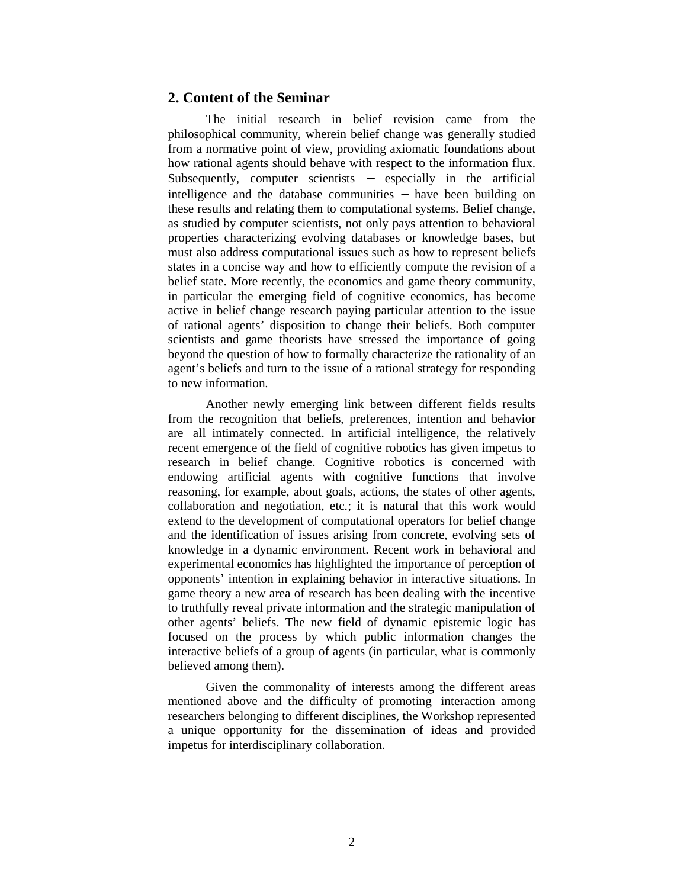## 2. Content of the Seminar

The initial research in belief revision came from the philosophical community, wherein belief change was generally studied from a normative point of view, providing axiomatic foundations about how rational agents should behave with respect to the information flux. Subsequently, computer scientists – especially in the artificial intelligence and the database communities – have been building on these results and relating them to computational systems. Belief change, as studied by computer scientists, not only pays attention to behavioral properties characterizing evolving databases or knowledge bases, but must also address computational issues such as how to represent beliefs states in a concise way and how to efficiently compute the revision of a belief state. More recently, the economics and game theory community, in particular the emerging field of cognitive economics, has become active in belief change research paying particular attention to the issue of rational agents' disposition to change their beliefs. Both computer scientists and game theorists have stressed the importance of going beyond the question of how to formally characterize the rationality of an agent's beliefs and turn to the issue of a rational strategy for responding to new information.

Another newly emerging link between different fields results from the recognition that beliefs, preferences, intention and behavior are all intimately connected. In artificial intelligence, the relatively recent emergence of the field of cognitive robotics has given impetus to research in belief change. Cognitive robotics is concerned with endowing artificial agents with cognitive functions that involve reasoning, for example, about goals, actions, the states of other agents, collaboration and negotiation, etc.; it is natural that this work would extend to the development of computational operators for belief change and the identification of issues arising from concrete, evolving sets of knowledge in a dynamic environment. Recent work in behavioral and experimental economics has highlighted the importance of perception of opponents' intention in explaining behavior in interactive situations. In game theory a new area of research has been dealing with the incentive to truthfully reveal private information and the strategic manipulation of other agents' beliefs. The new field of dynamic epistemic logic has focused on the process by which public information changes the interactive beliefs of a group of agents (in particular, what is commonly believed among them).

Given the commonality of interests among the different areas mentioned above and the difficulty of promoting interaction among researchers belonging to different disciplines, the Workshop represented a unique opportunity for the dissemination of ideas and provided impetus for interdisciplinary collaboration.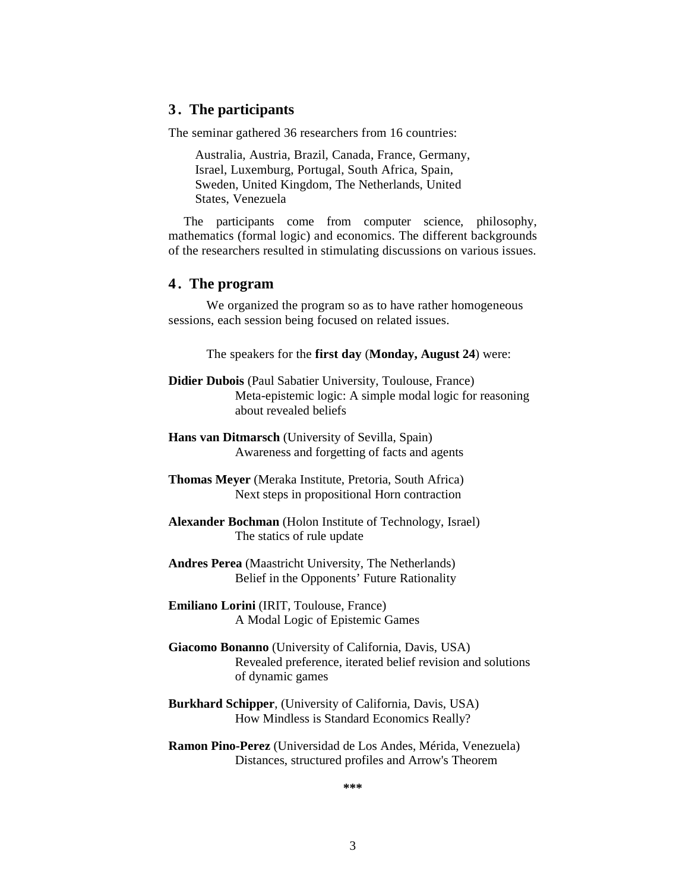## 3. The participants

The seminar gathered 36 researchers from 16 countries:

> Australia, Austria, Brazil, Canada, France, Germany, Israel, Luxemburg, Portugal, South Africa, Spain, Sweden, United Kingdom, The Netherlands, United States, Venezuela

The participants come from computer science, philosophy, mathematics (formal logic) and economics. The different backgrounds of the researchers resulted in stimulating discussions on various issues.

## 4. The program

We organized the program so as to have rather homogeneous sessions, each session being focused on related issues.

The speakers for the **first day** (**Monday, August 24**) were:

**Didier Dubois** (Paul Sabatier University, Toulouse, France)
Meta-epistemic logic: A simple modal logic for reasoning about revealed beliefs

**Hans van Ditmarsch** (University of Sevilla, Spain)
Awareness and forgetting of facts and agents

**Thomas Meyer** (Meraka Institute, Pretoria, South Africa)
Next steps in propositional Horn contraction

**Alexander Bochman** (Holon Institute of Technology, Israel)
The statics of rule update

**Andres Perea** (Maastricht University, The Netherlands)
Belief in the Opponents' Future Rationality

**Emiliano Lorini** (IRIT, Toulouse, France)
A Modal Logic of Epistemic Games

**Giacomo Bonanno** (University of California, Davis, USA)
Revealed preference, iterated belief revision and solutions of dynamic games

**Burkhard Schipper**, (University of California, Davis, USA)
How Mindless is Standard Economics Really?

**Ramon Pino-Perez** (Universidad de Los Andes, Mérida, Venezuela)
Distances, structured profiles and Arrow's Theorem

***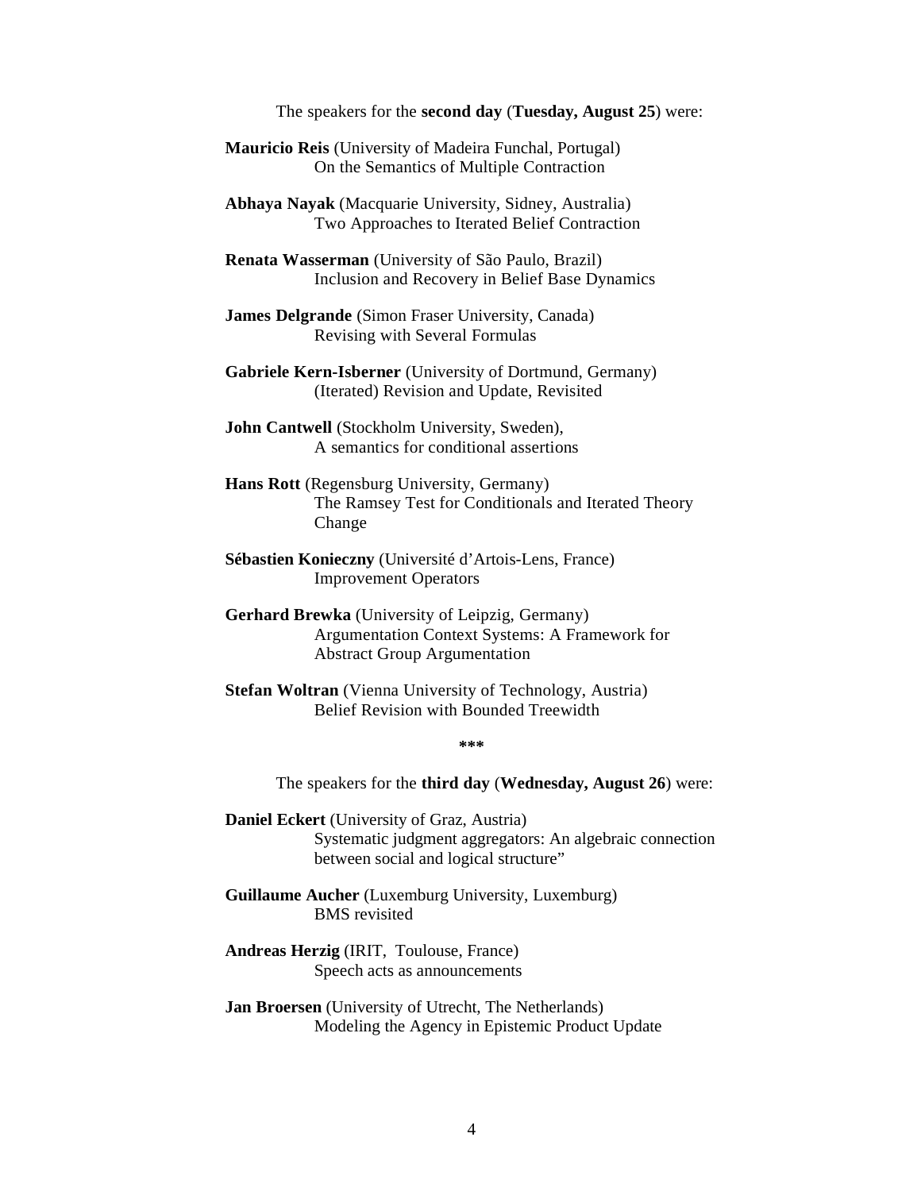The speakers for the **second day** (**Tuesday, August 25**) were:

**Mauricio Reis** (University of Madeira Funchal, Portugal)
On the Semantics of Multiple Contraction

**Abhaya Nayak** (Macquarie University, Sidney, Australia)
Two Approaches to Iterated Belief Contraction

**Renata Wasserman** (University of São Paulo, Brazil)
Inclusion and Recovery in Belief Base Dynamics

**James Delgrande** (Simon Fraser University, Canada)
Revising with Several Formulas

**Gabriele Kern-Isberner** (University of Dortmund, Germany)
(Iterated) Revision and Update, Revisited

**John Cantwell** (Stockholm University, Sweden),
A semantics for conditional assertions

**Hans Rott** (Regensburg University, Germany)
The Ramsey Test for Conditionals and Iterated Theory Change

**Sébastien Konieczny** (Université d'Artois-Lens, France)
Improvement Operators

**Gerhard Brewka** (University of Leipzig, Germany)
Argumentation Context Systems: A Framework for Abstract Group Argumentation

**Stefan Woltran** (Vienna University of Technology, Austria)
Belief Revision with Bounded Treewidth

***

The speakers for the **third day** (**Wednesday, August 26**) were:

**Daniel Eckert** (University of Graz, Austria)
Systematic judgment aggregators: An algebraic connection between social and logical structure"

**Guillaume Aucher** (Luxemburg University, Luxemburg)
BMS revisited

**Andreas Herzig** (IRIT, Toulouse, France)
Speech acts as announcements

**Jan Broersen** (University of Utrecht, The Netherlands)
Modeling the Agency in Epistemic Product Update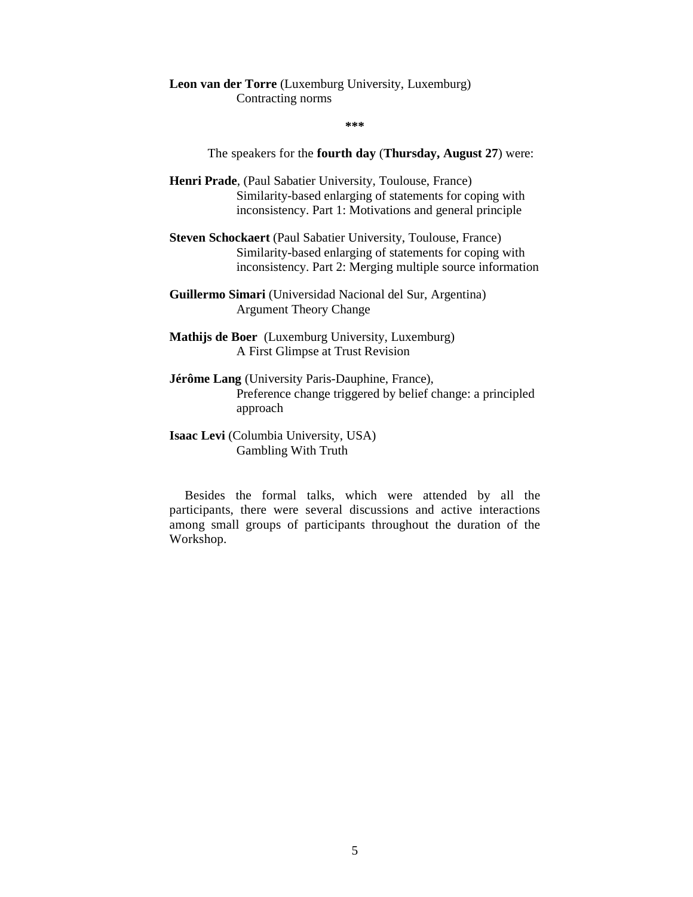**Leon van der Torre** (Luxemburg University, Luxemburg)
Contracting norms

***

The speakers for the **fourth day** (**Thursday, August 27**) were:

**Henri Prade**, (Paul Sabatier University, Toulouse, France)
Similarity-based enlarging of statements for coping with inconsistency. Part 1: Motivations and general principle

**Steven Schockaert** (Paul Sabatier University, Toulouse, France)
Similarity-based enlarging of statements for coping with inconsistency. Part 2: Merging multiple source information

**Guillermo Simari** (Universidad Nacional del Sur, Argentina)
Argument Theory Change

**Mathijs de Boer** (Luxemburg University, Luxemburg)
A First Glimpse at Trust Revision

**Jérôme Lang** (University Paris-Dauphine, France),
Preference change triggered by belief change: a principled approach

**Isaac Levi** (Columbia University, USA)
Gambling With Truth

Besides the formal talks, which were attended by all the participants, there were several discussions and active interactions among small groups of participants throughout the duration of the Workshop.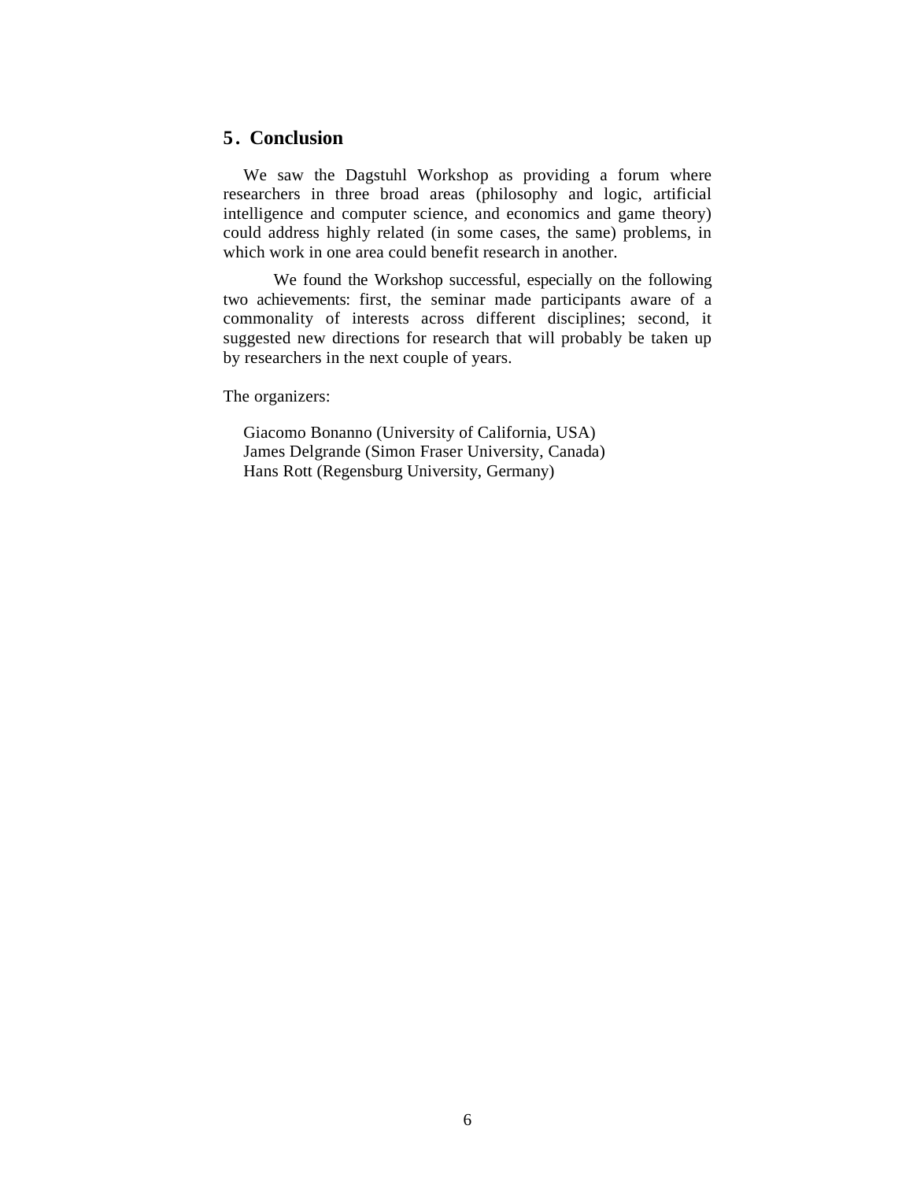## 5. Conclusion

We saw the Dagstuhl Workshop as providing a forum where researchers in three broad areas (philosophy and logic, artificial intelligence and computer science, and economics and game theory) could address highly related (in some cases, the same) problems, in which work in one area could benefit research in another.

We found the Workshop successful, especially on the following two achievements: first, the seminar made participants aware of a commonality of interests across different disciplines; second, it suggested new directions for research that will probably be taken up by researchers in the next couple of years.

The organizers:

Giacomo Bonanno (University of California, USA)  
James Delgrande (Simon Fraser University, Canada)  
Hans Rott (Regensburg University, Germany)